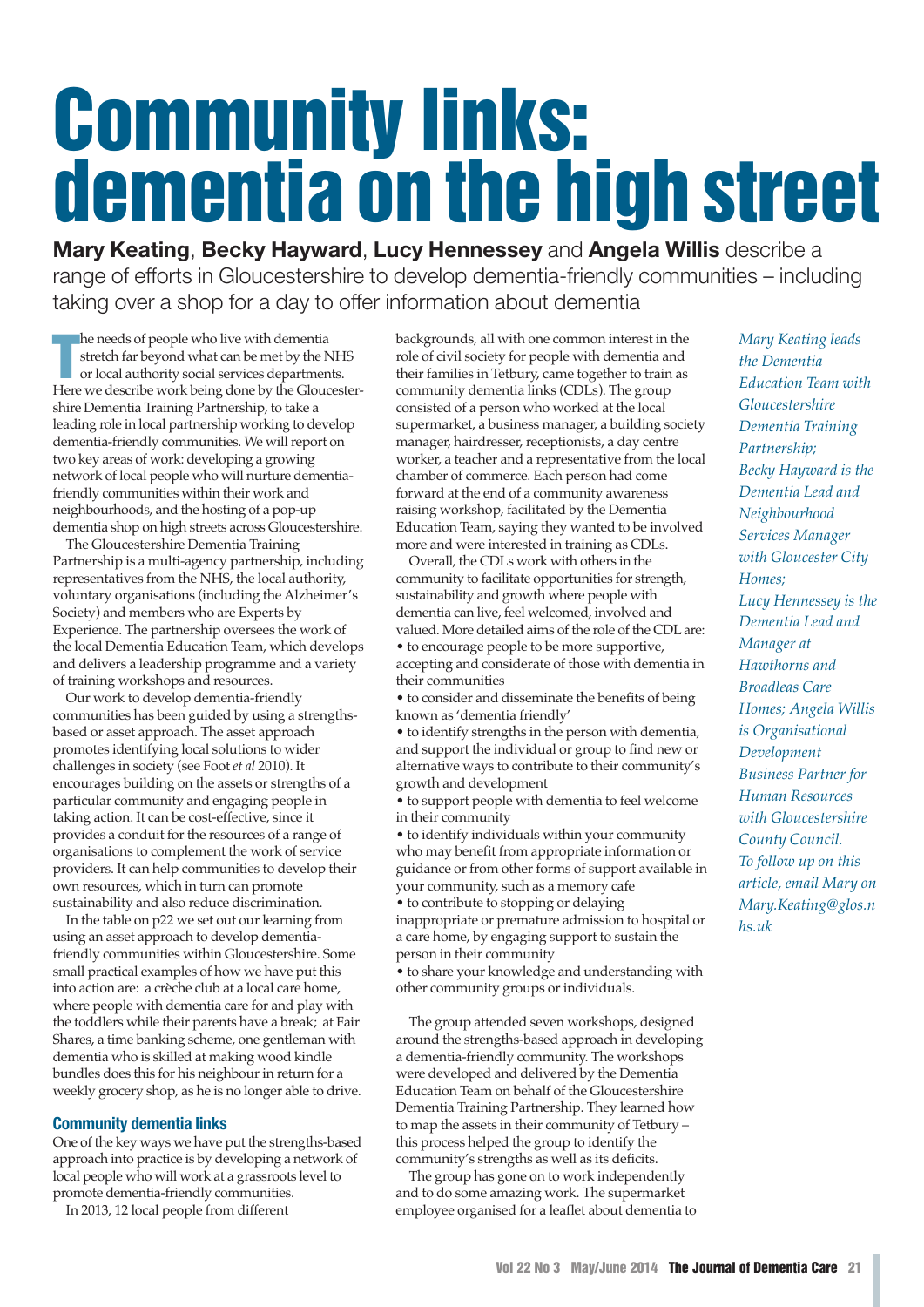# Community links: dementia on the high street

**Mary Keating**, **Becky Hayward**, **Lucy Hennessey** and **Angela Willis** describe a range of efforts in Gloucestershire to develop dementia-friendly communities – including taking over a shop for a day to offer information about dementia

The needs of people who live with dementia stretch far beyond what can be met by the NHS or local authority social services departments. Here we describe work being done by the Gloucestershire Dementia Training Partnership, to take a leading role in local partnership working to develop dementia-friendly communities. We will report on two key areas of work: developing a growing network of local people who will nurture dementia-friendly communities within their work and neighbourhoods, and the hosting of a pop-up dementia shop on high streets across Gloucestershire.

The Gloucestershire Dementia Training Partnership is a multi-agency partnership, including representatives from the NHS, the local authority, voluntary organisations (including the Alzheimer's Society) and members who are Experts by Experience. The partnership oversees the work of the local Dementia Education Team, which develops and delivers a leadership programme and a variety of training workshops and resources.

Our work to develop dementia-friendly communities has been guided by using a strengths-based or asset approach. The asset approach promotes identifying local solutions to wider challenges in society (see Foot *et al* 2010). It encourages building on the assets or strengths of a particular community and engaging people in taking action. It can be cost-effective, since it provides a conduit for the resources of a range of organisations to complement the work of service providers. It can help communities to develop their own resources, which in turn can promote sustainability and also reduce discrimination.

In the table on p22 we set out our learning from using an asset approach to develop dementia-friendly communities within Gloucestershire. Some small practical examples of how we have put this into action are: a crèche club at a local care home, where people with dementia care for and play with the toddlers while their parents have a break; at Fair Shares, a time banking scheme, one gentleman with dementia who is skilled at making wood kindle bundles does this for his neighbour in return for a weekly grocery shop, as he is no longer able to drive.

## Community dementia links

One of the key ways we have put the strengths-based approach into practice is by developing a network of local people who will work at a grassroots level to promote dementia-friendly communities.

In 2013, 12 local people from different backgrounds, all with one common interest in the role of civil society for people with dementia and their families in Tetbury, came together to train as community dementia links (CDLs). The group consisted of a person who worked at the local supermarket, a business manager, a building society manager, hairdresser, receptionists, a day centre worker, a teacher and a representative from the local chamber of commerce. Each person had come forward at the end of a community awareness raising workshop, facilitated by the Dementia Education Team, saying they wanted to be involved more and were interested in training as CDLs.

Overall, the CDLs work with others in the community to facilitate opportunities for strength, sustainability and growth where people with dementia can live, feel welcomed, involved and valued. More detailed aims of the role of the CDL are:

- to encourage people to be more supportive, accepting and considerate of those with dementia in their communities
- to consider and disseminate the benefits of being known as 'dementia friendly'
- to identify strengths in the person with dementia, and support the individual or group to find new or alternative ways to contribute to their community's growth and development
- to support people with dementia to feel welcome in their community
- to identify individuals within your community who may benefit from appropriate information or guidance or from other forms of support available in your community, such as a memory cafe
- to contribute to stopping or delaying inappropriate or premature admission to hospital or a care home, by engaging support to sustain the person in their community
- to share your knowledge and understanding with other community groups or individuals.

The group attended seven workshops, designed around the strengths-based approach in developing a dementia-friendly community. The workshops were developed and delivered by the Dementia Education Team on behalf of the Gloucestershire Dementia Training Partnership. They learned how to map the assets in their community of Tetbury – this process helped the group to identify the community's strengths as well as its deficits.

The group has gone on to work independently and to do some amazing work. The supermarket employee organised for a leaflet about dementia to

*Mary Keating leads the Dementia Education Team with Gloucestershire Dementia Training Partnership; Becky Hayward is the Dementia Lead and Neighbourhood Services Manager with Gloucester City Homes; Lucy Hennessey is the Dementia Lead and Manager at Hawthorns and Broadleas Care Homes; Angela Willis is Organisational Development Business Partner for Human Resources with Gloucestershire County Council. To follow up on this article, email Mary on Mary.Keating@glos.nhs.uk*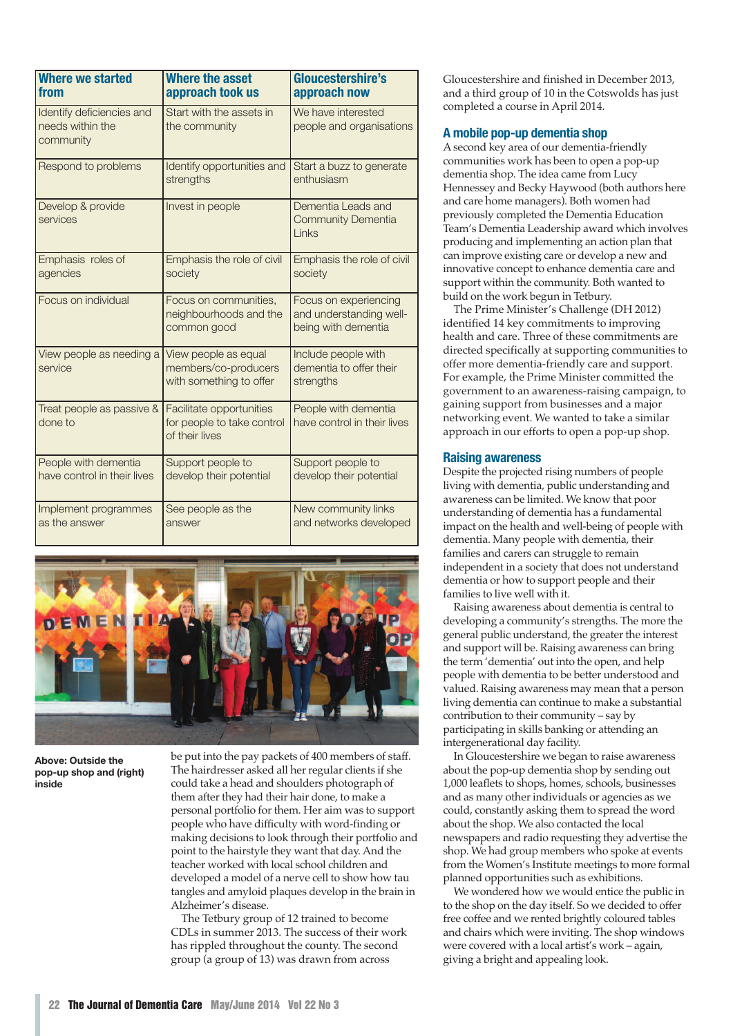| Where we started from | Where the asset approach took us | Gloucestershire's approach now |
|---|---|---|
| Identify deficiencies and needs within the community | Start with the assets in the community | We have interested people and organisations |
| Respond to problems | Identify opportunities and strengths | Start a buzz to generate enthusiasm |
| Develop & provide services | Invest in people | Dementia Leads and Community Dementia Links |
| Emphasis roles of agencies | Emphasis the role of civil society | Emphasis the role of civil society |
| Focus on individual | Focus on communities, neighbourhoods and the common good | Focus on experiencing and understanding well-being with dementia |
| View people as needing a service | View people as equal members/co-producers with something to offer | Include people with dementia to offer their strengths |
| Treat people as passive & done to | Facilitate opportunities for people to take control of their lives | People with dementia have control in their lives |
| People with dementia have control in their lives | Support people to develop their potential | Support people to develop their potential |
| Implement programmes as the answer | See people as the answer | New community links and networks developed |

**Above: Outside the pop-up shop and (right) inside**

be put into the pay packets of 400 members of staff. The hairdresser asked all her regular clients if she could take a head and shoulders photograph of them after they had their hair done, to make a personal portfolio for them. Her aim was to support people who have difficulty with word-finding or making decisions to look through their portfolio and point to the hairstyle they want that day. And the teacher worked with local school children and developed a model of a nerve cell to show how tau tangles and amyloid plaques develop in the brain in Alzheimer's disease.

The Tetbury group of 12 trained to become CDLs in summer 2013. The success of their work has rippled throughout the county. The second group (a group of 13) was drawn from across Gloucestershire and finished in December 2013, and a third group of 10 in the Cotswolds has just completed a course in April 2014.

## A mobile pop-up dementia shop

A second key area of our dementia-friendly communities work has been to open a pop-up dementia shop. The idea came from Lucy Hennessey and Becky Haywood (both authors here and care home managers). Both women had previously completed the Dementia Education Team's Dementia Leadership award which involves producing and implementing an action plan that can improve existing care or develop a new and innovative concept to enhance dementia care and support within the community. Both wanted to build on the work begun in Tetbury.

The Prime Minister's Challenge (DH 2012) identified 14 key commitments to improving health and care. Three of these commitments are directed specifically at supporting communities to offer more dementia-friendly care and support. For example, the Prime Minister committed the government to an awareness-raising campaign, to gaining support from businesses and a major networking event. We wanted to take a similar approach in our efforts to open a pop-up shop.

## Raising awareness

Despite the projected rising numbers of people living with dementia, public understanding and awareness can be limited. We know that poor understanding of dementia has a fundamental impact on the health and well-being of people with dementia. Many people with dementia, their families and carers can struggle to remain independent in a society that does not understand dementia or how to support people and their families to live well with it.

Raising awareness about dementia is central to developing a community's strengths. The more the general public understand, the greater the interest and support will be. Raising awareness can bring the term 'dementia' out into the open, and help people with dementia to be better understood and valued. Raising awareness may mean that a person living dementia can continue to make a substantial contribution to their community – say by participating in skills banking or attending an intergenerational day facility.

In Gloucestershire we began to raise awareness about the pop-up dementia shop by sending out 1,000 leaflets to shops, homes, schools, businesses and as many other individuals or agencies as we could, constantly asking them to spread the word about the shop. We also contacted the local newspapers and radio requesting they advertise the shop. We had group members who spoke at events from the Women's Institute meetings to more formal planned opportunities such as exhibitions.

We wondered how we would entice the public in to the shop on the day itself. So we decided to offer free coffee and we rented brightly coloured tables and chairs which were inviting. The shop windows were covered with a local artist's work – again, giving a bright and appealing look.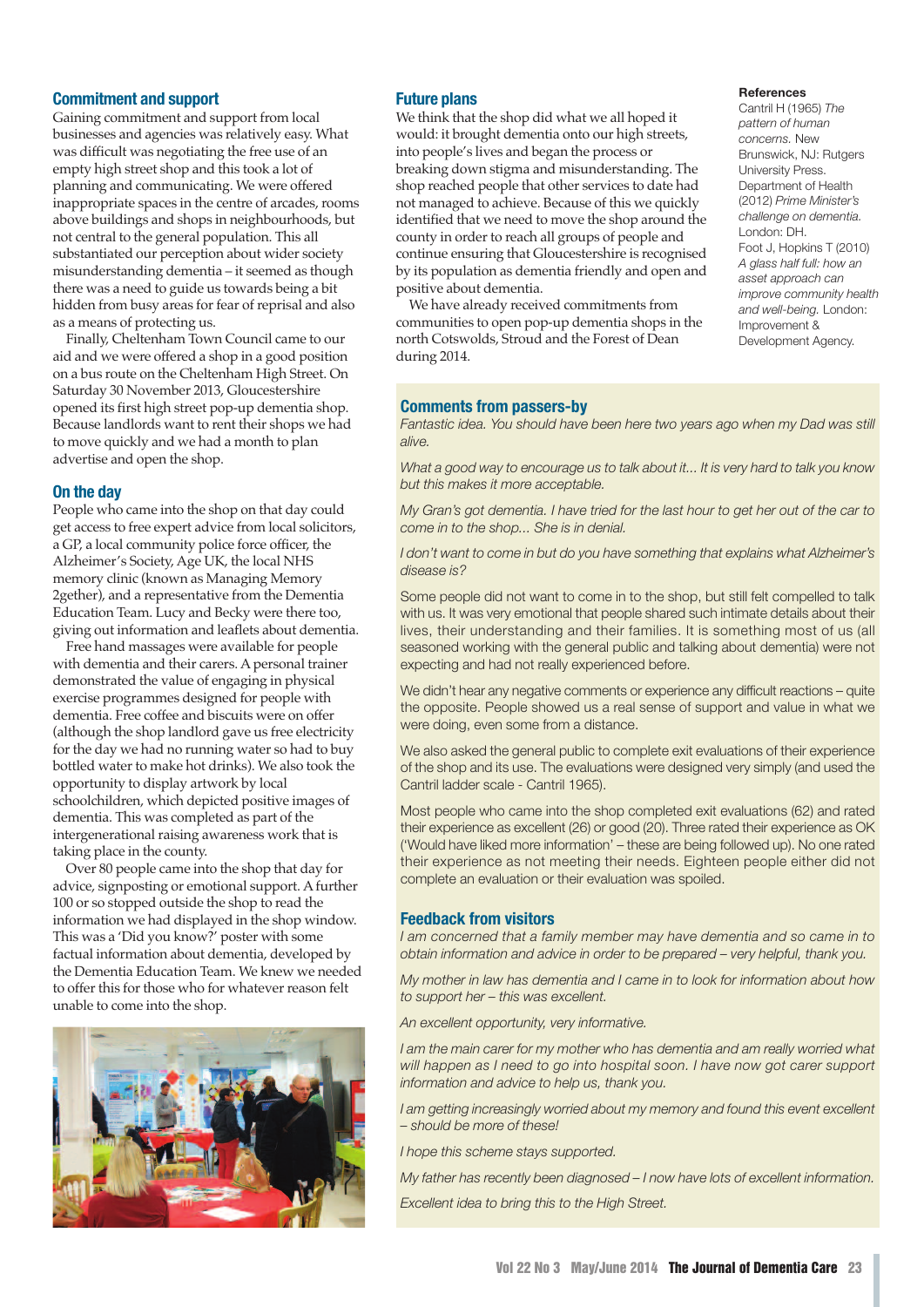## Commitment and support

Gaining commitment and support from local businesses and agencies was relatively easy. What was difficult was negotiating the free use of an empty high street shop and this took a lot of planning and communicating. We were offered inappropriate spaces in the centre of arcades, rooms above buildings and shops in neighbourhoods, but not central to the general population. This all substantiated our perception about wider society misunderstanding dementia – it seemed as though there was a need to guide us towards being a bit hidden from busy areas for fear of reprisal and also as a means of protecting us.

Finally, Cheltenham Town Council came to our aid and we were offered a shop in a good position on a bus route on the Cheltenham High Street. On Saturday 30 November 2013, Gloucestershire opened its first high street pop-up dementia shop. Because landlords want to rent their shops we had to move quickly and we had a month to plan advertise and open the shop.

## On the day

People who came into the shop on that day could get access to free expert advice from local solicitors, a GP, a local community police force officer, the Alzheimer's Society, Age UK, the local NHS memory clinic (known as Managing Memory 2gether), and a representative from the Dementia Education Team. Lucy and Becky were there too, giving out information and leaflets about dementia.

Free hand massages were available for people with dementia and their carers. A personal trainer demonstrated the value of engaging in physical exercise programmes designed for people with dementia. Free coffee and biscuits were on offer (although the shop landlord gave us free electricity for the day we had no running water so had to buy bottled water to make hot drinks). We also took the opportunity to display artwork by local schoolchildren, which depicted positive images of dementia. This was completed as part of the intergenerational raising awareness work that is taking place in the county.

Over 80 people came into the shop that day for advice, signposting or emotional support. A further 100 or so stopped outside the shop to read the information we had displayed in the shop window. This was a 'Did you know?' poster with some factual information about dementia, developed by the Dementia Education Team. We knew we needed to offer this for those who for whatever reason felt unable to come into the shop.

## Future plans

We think that the shop did what we all hoped it would: it brought dementia onto our high streets, into people's lives and began the process or breaking down stigma and misunderstanding. The shop reached people that other services to date had not managed to achieve. Because of this we quickly identified that we need to move the shop around the county in order to reach all groups of people and continue ensuring that Gloucestershire is recognised by its population as dementia friendly and open and positive about dementia.

We have already received commitments from communities to open pop-up dementia shops in the north Cotswolds, Stroud and the Forest of Dean during 2014.

### References

Cantril H (1965) *The pattern of human concerns.* New Brunswick, NJ: Rutgers University Press.

Department of Health (2012) *Prime Minister's challenge on dementia.* London: DH.

Foot J, Hopkins T (2010) *A glass half full: how an asset approach can improve community health and well-being.* London: Improvement & Development Agency.

## Comments from passers-by

*Fantastic idea. You should have been here two years ago when my Dad was still alive.*

*What a good way to encourage us to talk about it... It is very hard to talk you know but this makes it more acceptable.*

*My Gran's got dementia. I have tried for the last hour to get her out of the car to come in to the shop... She is in denial.*

*I don't want to come in but do you have something that explains what Alzheimer's disease is?*

Some people did not want to come in to the shop, but still felt compelled to talk with us. It was very emotional that people shared such intimate details about their lives, their understanding and their families. It is something most of us (all seasoned working with the general public and talking about dementia) were not expecting and had not really experienced before.

We didn't hear any negative comments or experience any difficult reactions – quite the opposite. People showed us a real sense of support and value in what we were doing, even some from a distance.

We also asked the general public to complete exit evaluations of their experience of the shop and its use. The evaluations were designed very simply (and used the Cantril ladder scale - Cantril 1965).

Most people who came into the shop completed exit evaluations (62) and rated their experience as excellent (26) or good (20). Three rated their experience as OK ('Would have liked more information' – these are being followed up). No one rated their experience as not meeting their needs. Eighteen people either did not complete an evaluation or their evaluation was spoiled.

## Feedback from visitors

*I am concerned that a family member may have dementia and so came in to obtain information and advice in order to be prepared – very helpful, thank you.*

*My mother in law has dementia and I came in to look for information about how to support her – this was excellent.*

*An excellent opportunity, very informative.*

*I am the main carer for my mother who has dementia and am really worried what will happen as I need to go into hospital soon. I have now got carer support information and advice to help us, thank you.*

*I am getting increasingly worried about my memory and found this event excellent – should be more of these!*

*I hope this scheme stays supported.*

*My father has recently been diagnosed – I now have lots of excellent information.*

*Excellent idea to bring this to the High Street.*